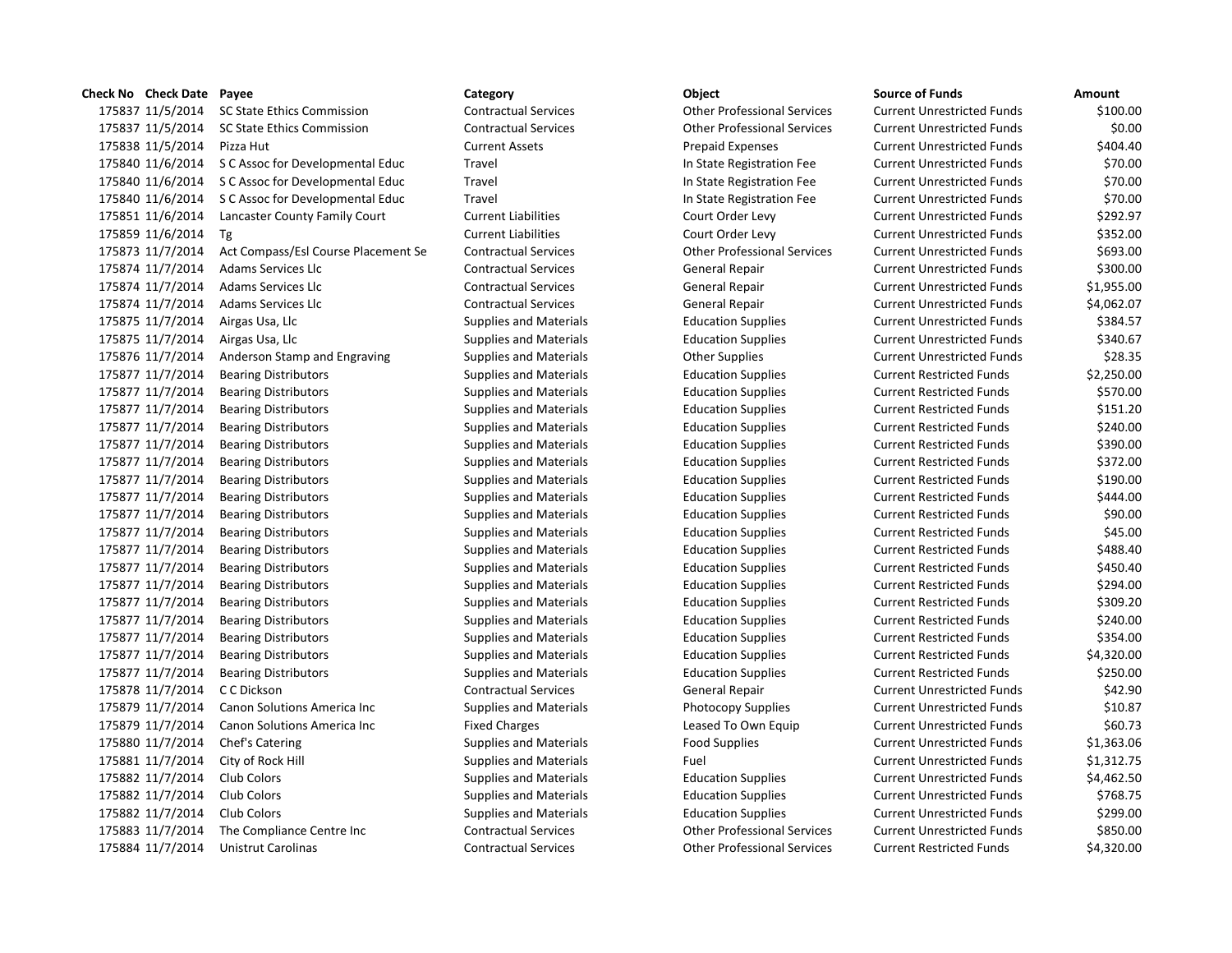| Check No | Check Date | Payee | Category | Object | Source of Funds | Amount |
|---|---|---|---|---|---|---|
| 175837 | 11/5/2014 | SC State Ethics Commission | Contractual Services | Other Professional Services | Current Unrestricted Funds | $100.00 |
| 175837 | 11/5/2014 | SC State Ethics Commission | Contractual Services | Other Professional Services | Current Unrestricted Funds | $0.00 |
| 175838 | 11/5/2014 | Pizza Hut | Current Assets | Prepaid Expenses | Current Unrestricted Funds | $404.40 |
| 175840 | 11/6/2014 | S C Assoc for Developmental Educ | Travel | In State Registration Fee | Current Unrestricted Funds | $70.00 |
| 175840 | 11/6/2014 | S C Assoc for Developmental Educ | Travel | In State Registration Fee | Current Unrestricted Funds | $70.00 |
| 175840 | 11/6/2014 | S C Assoc for Developmental Educ | Travel | In State Registration Fee | Current Unrestricted Funds | $70.00 |
| 175851 | 11/6/2014 | Lancaster County Family Court | Current Liabilities | Court Order Levy | Current Unrestricted Funds | $292.97 |
| 175859 | 11/6/2014 | Tg | Current Liabilities | Court Order Levy | Current Unrestricted Funds | $352.00 |
| 175873 | 11/7/2014 | Act Compass/Esl Course Placement Se | Contractual Services | Other Professional Services | Current Unrestricted Funds | $693.00 |
| 175874 | 11/7/2014 | Adams Services Llc | Contractual Services | General Repair | Current Unrestricted Funds | $300.00 |
| 175874 | 11/7/2014 | Adams Services Llc | Contractual Services | General Repair | Current Unrestricted Funds | $1,955.00 |
| 175874 | 11/7/2014 | Adams Services Llc | Contractual Services | General Repair | Current Unrestricted Funds | $4,062.07 |
| 175875 | 11/7/2014 | Airgas Usa, Llc | Supplies and Materials | Education Supplies | Current Unrestricted Funds | $384.57 |
| 175875 | 11/7/2014 | Airgas Usa, Llc | Supplies and Materials | Education Supplies | Current Unrestricted Funds | $340.67 |
| 175876 | 11/7/2014 | Anderson Stamp and Engraving | Supplies and Materials | Other Supplies | Current Unrestricted Funds | $28.35 |
| 175877 | 11/7/2014 | Bearing Distributors | Supplies and Materials | Education Supplies | Current Restricted Funds | $2,250.00 |
| 175877 | 11/7/2014 | Bearing Distributors | Supplies and Materials | Education Supplies | Current Restricted Funds | $570.00 |
| 175877 | 11/7/2014 | Bearing Distributors | Supplies and Materials | Education Supplies | Current Restricted Funds | $151.20 |
| 175877 | 11/7/2014 | Bearing Distributors | Supplies and Materials | Education Supplies | Current Restricted Funds | $240.00 |
| 175877 | 11/7/2014 | Bearing Distributors | Supplies and Materials | Education Supplies | Current Restricted Funds | $390.00 |
| 175877 | 11/7/2014 | Bearing Distributors | Supplies and Materials | Education Supplies | Current Restricted Funds | $372.00 |
| 175877 | 11/7/2014 | Bearing Distributors | Supplies and Materials | Education Supplies | Current Restricted Funds | $190.00 |
| 175877 | 11/7/2014 | Bearing Distributors | Supplies and Materials | Education Supplies | Current Restricted Funds | $444.00 |
| 175877 | 11/7/2014 | Bearing Distributors | Supplies and Materials | Education Supplies | Current Restricted Funds | $90.00 |
| 175877 | 11/7/2014 | Bearing Distributors | Supplies and Materials | Education Supplies | Current Restricted Funds | $45.00 |
| 175877 | 11/7/2014 | Bearing Distributors | Supplies and Materials | Education Supplies | Current Restricted Funds | $488.40 |
| 175877 | 11/7/2014 | Bearing Distributors | Supplies and Materials | Education Supplies | Current Restricted Funds | $450.40 |
| 175877 | 11/7/2014 | Bearing Distributors | Supplies and Materials | Education Supplies | Current Restricted Funds | $294.00 |
| 175877 | 11/7/2014 | Bearing Distributors | Supplies and Materials | Education Supplies | Current Restricted Funds | $309.20 |
| 175877 | 11/7/2014 | Bearing Distributors | Supplies and Materials | Education Supplies | Current Restricted Funds | $240.00 |
| 175877 | 11/7/2014 | Bearing Distributors | Supplies and Materials | Education Supplies | Current Restricted Funds | $354.00 |
| 175877 | 11/7/2014 | Bearing Distributors | Supplies and Materials | Education Supplies | Current Restricted Funds | $4,320.00 |
| 175877 | 11/7/2014 | Bearing Distributors | Supplies and Materials | Education Supplies | Current Restricted Funds | $250.00 |
| 175878 | 11/7/2014 | C C Dickson | Contractual Services | General Repair | Current Unrestricted Funds | $42.90 |
| 175879 | 11/7/2014 | Canon Solutions America Inc | Supplies and Materials | Photocopy Supplies | Current Unrestricted Funds | $10.87 |
| 175879 | 11/7/2014 | Canon Solutions America Inc | Fixed Charges | Leased To Own Equip | Current Unrestricted Funds | $60.73 |
| 175880 | 11/7/2014 | Chef's Catering | Supplies and Materials | Food Supplies | Current Unrestricted Funds | $1,363.06 |
| 175881 | 11/7/2014 | City of Rock Hill | Supplies and Materials | Fuel | Current Unrestricted Funds | $1,312.75 |
| 175882 | 11/7/2014 | Club Colors | Supplies and Materials | Education Supplies | Current Unrestricted Funds | $4,462.50 |
| 175882 | 11/7/2014 | Club Colors | Supplies and Materials | Education Supplies | Current Unrestricted Funds | $768.75 |
| 175882 | 11/7/2014 | Club Colors | Supplies and Materials | Education Supplies | Current Unrestricted Funds | $299.00 |
| 175883 | 11/7/2014 | The Compliance Centre Inc | Contractual Services | Other Professional Services | Current Unrestricted Funds | $850.00 |
| 175884 | 11/7/2014 | Unistrut Carolinas | Contractual Services | Other Professional Services | Current Restricted Funds | $4,320.00 |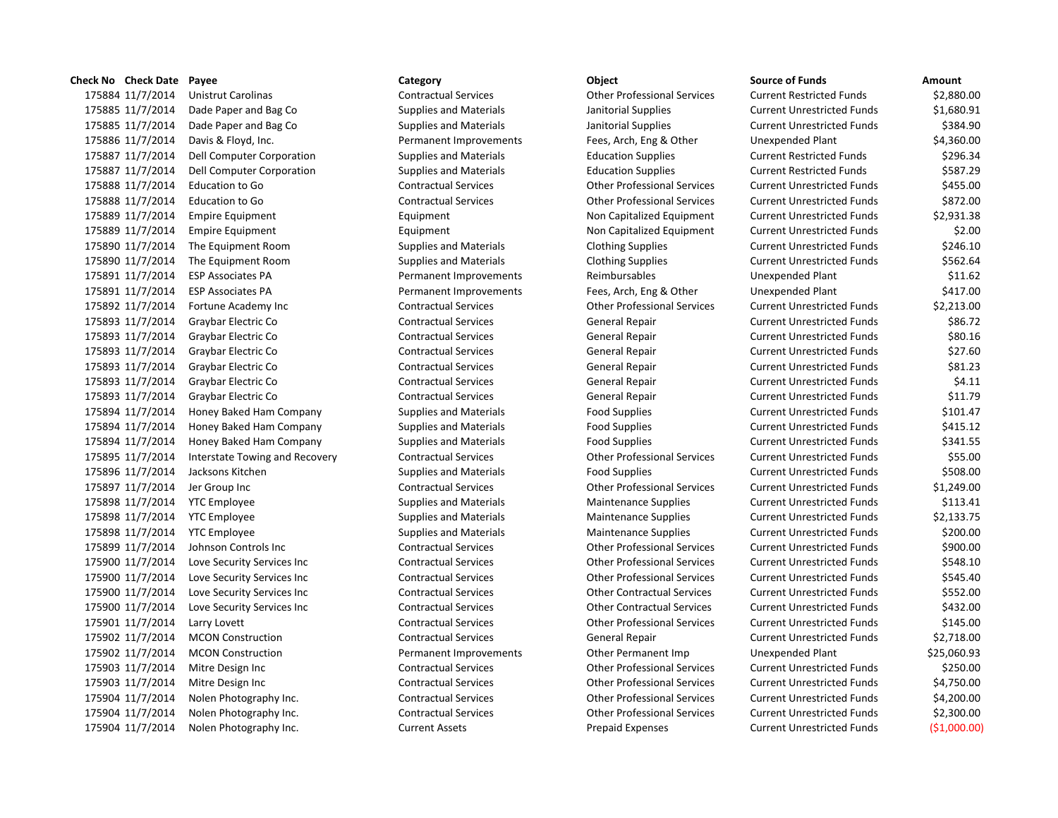| Check No | Check Date | Payee | Category | Object | Source of Funds | Amount |
|---|---|---|---|---|---|---|
| 175884 | 11/7/2014 | Unistrut Carolinas | Contractual Services | Other Professional Services | Current Restricted Funds | $2,880.00 |
| 175885 | 11/7/2014 | Dade Paper and Bag Co | Supplies and Materials | Janitorial Supplies | Current Unrestricted Funds | $1,680.91 |
| 175885 | 11/7/2014 | Dade Paper and Bag Co | Supplies and Materials | Janitorial Supplies | Current Unrestricted Funds | $384.90 |
| 175886 | 11/7/2014 | Davis & Floyd, Inc. | Permanent Improvements | Fees, Arch, Eng & Other | Unexpended Plant | $4,360.00 |
| 175887 | 11/7/2014 | Dell Computer Corporation | Supplies and Materials | Education Supplies | Current Restricted Funds | $296.34 |
| 175887 | 11/7/2014 | Dell Computer Corporation | Supplies and Materials | Education Supplies | Current Restricted Funds | $587.29 |
| 175888 | 11/7/2014 | Education to Go | Contractual Services | Other Professional Services | Current Unrestricted Funds | $455.00 |
| 175888 | 11/7/2014 | Education to Go | Contractual Services | Other Professional Services | Current Unrestricted Funds | $872.00 |
| 175889 | 11/7/2014 | Empire Equipment | Equipment | Non Capitalized Equipment | Current Unrestricted Funds | $2,931.38 |
| 175889 | 11/7/2014 | Empire Equipment | Equipment | Non Capitalized Equipment | Current Unrestricted Funds | $2.00 |
| 175890 | 11/7/2014 | The Equipment Room | Supplies and Materials | Clothing Supplies | Current Unrestricted Funds | $246.10 |
| 175890 | 11/7/2014 | The Equipment Room | Supplies and Materials | Clothing Supplies | Current Unrestricted Funds | $562.64 |
| 175891 | 11/7/2014 | ESP Associates PA | Permanent Improvements | Reimbursables | Unexpended Plant | $11.62 |
| 175891 | 11/7/2014 | ESP Associates PA | Permanent Improvements | Fees, Arch, Eng & Other | Unexpended Plant | $417.00 |
| 175892 | 11/7/2014 | Fortune Academy Inc | Contractual Services | Other Professional Services | Current Unrestricted Funds | $2,213.00 |
| 175893 | 11/7/2014 | Graybar Electric Co | Contractual Services | General Repair | Current Unrestricted Funds | $86.72 |
| 175893 | 11/7/2014 | Graybar Electric Co | Contractual Services | General Repair | Current Unrestricted Funds | $80.16 |
| 175893 | 11/7/2014 | Graybar Electric Co | Contractual Services | General Repair | Current Unrestricted Funds | $27.60 |
| 175893 | 11/7/2014 | Graybar Electric Co | Contractual Services | General Repair | Current Unrestricted Funds | $81.23 |
| 175893 | 11/7/2014 | Graybar Electric Co | Contractual Services | General Repair | Current Unrestricted Funds | $4.11 |
| 175893 | 11/7/2014 | Graybar Electric Co | Contractual Services | General Repair | Current Unrestricted Funds | $11.79 |
| 175894 | 11/7/2014 | Honey Baked Ham Company | Supplies and Materials | Food Supplies | Current Unrestricted Funds | $101.47 |
| 175894 | 11/7/2014 | Honey Baked Ham Company | Supplies and Materials | Food Supplies | Current Unrestricted Funds | $415.12 |
| 175894 | 11/7/2014 | Honey Baked Ham Company | Supplies and Materials | Food Supplies | Current Unrestricted Funds | $341.55 |
| 175895 | 11/7/2014 | Interstate Towing and Recovery | Contractual Services | Other Professional Services | Current Unrestricted Funds | $55.00 |
| 175896 | 11/7/2014 | Jacksons Kitchen | Supplies and Materials | Food Supplies | Current Unrestricted Funds | $508.00 |
| 175897 | 11/7/2014 | Jer Group Inc | Contractual Services | Other Professional Services | Current Unrestricted Funds | $1,249.00 |
| 175898 | 11/7/2014 | YTC Employee | Supplies and Materials | Maintenance Supplies | Current Unrestricted Funds | $113.41 |
| 175898 | 11/7/2014 | YTC Employee | Supplies and Materials | Maintenance Supplies | Current Unrestricted Funds | $2,133.75 |
| 175898 | 11/7/2014 | YTC Employee | Supplies and Materials | Maintenance Supplies | Current Unrestricted Funds | $200.00 |
| 175899 | 11/7/2014 | Johnson Controls Inc | Contractual Services | Other Professional Services | Current Unrestricted Funds | $900.00 |
| 175900 | 11/7/2014 | Love Security Services Inc | Contractual Services | Other Professional Services | Current Unrestricted Funds | $548.10 |
| 175900 | 11/7/2014 | Love Security Services Inc | Contractual Services | Other Professional Services | Current Unrestricted Funds | $545.40 |
| 175900 | 11/7/2014 | Love Security Services Inc | Contractual Services | Other Contractual Services | Current Unrestricted Funds | $552.00 |
| 175900 | 11/7/2014 | Love Security Services Inc | Contractual Services | Other Contractual Services | Current Unrestricted Funds | $432.00 |
| 175901 | 11/7/2014 | Larry Lovett | Contractual Services | Other Professional Services | Current Unrestricted Funds | $145.00 |
| 175902 | 11/7/2014 | MCON Construction | Contractual Services | General Repair | Current Unrestricted Funds | $2,718.00 |
| 175902 | 11/7/2014 | MCON Construction | Permanent Improvements | Other Permanent Imp | Unexpended Plant | $25,060.93 |
| 175903 | 11/7/2014 | Mitre Design Inc | Contractual Services | Other Professional Services | Current Unrestricted Funds | $250.00 |
| 175903 | 11/7/2014 | Mitre Design Inc | Contractual Services | Other Professional Services | Current Unrestricted Funds | $4,750.00 |
| 175904 | 11/7/2014 | Nolen Photography Inc. | Contractual Services | Other Professional Services | Current Unrestricted Funds | $4,200.00 |
| 175904 | 11/7/2014 | Nolen Photography Inc. | Contractual Services | Other Professional Services | Current Unrestricted Funds | $2,300.00 |
| 175904 | 11/7/2014 | Nolen Photography Inc. | Current Assets | Prepaid Expenses | Current Unrestricted Funds | ($1,000.00) |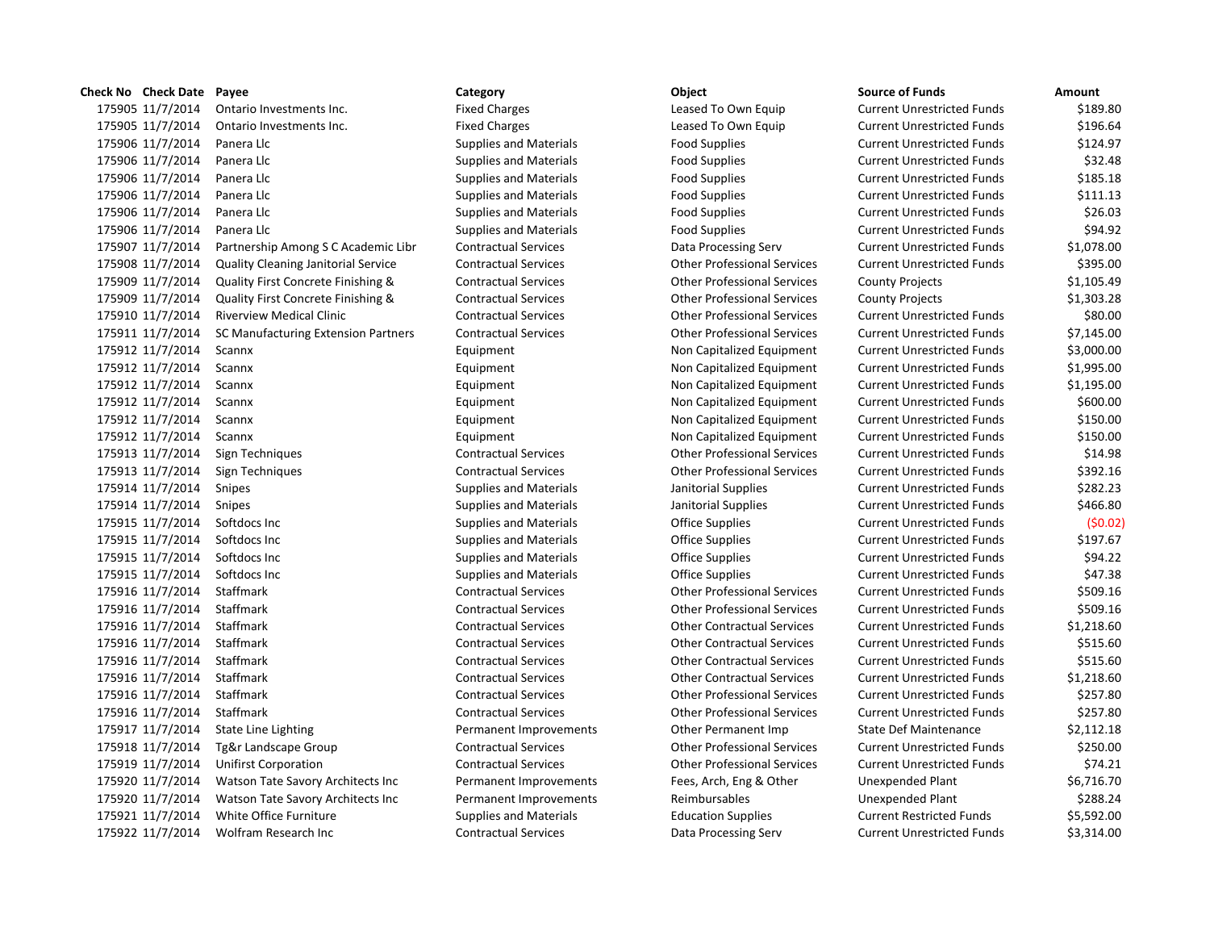| Check No | Check Date | Payee | Category | Object | Source of Funds | Amount |
|---|---|---|---|---|---|---|
| 175905 | 11/7/2014 | Ontario Investments Inc. | Fixed Charges | Leased To Own Equip | Current Unrestricted Funds | $189.80 |
| 175905 | 11/7/2014 | Ontario Investments Inc. | Fixed Charges | Leased To Own Equip | Current Unrestricted Funds | $196.64 |
| 175906 | 11/7/2014 | Panera Llc | Supplies and Materials | Food Supplies | Current Unrestricted Funds | $124.97 |
| 175906 | 11/7/2014 | Panera Llc | Supplies and Materials | Food Supplies | Current Unrestricted Funds | $32.48 |
| 175906 | 11/7/2014 | Panera Llc | Supplies and Materials | Food Supplies | Current Unrestricted Funds | $185.18 |
| 175906 | 11/7/2014 | Panera Llc | Supplies and Materials | Food Supplies | Current Unrestricted Funds | $111.13 |
| 175906 | 11/7/2014 | Panera Llc | Supplies and Materials | Food Supplies | Current Unrestricted Funds | $26.03 |
| 175906 | 11/7/2014 | Panera Llc | Supplies and Materials | Food Supplies | Current Unrestricted Funds | $94.92 |
| 175907 | 11/7/2014 | Partnership Among S C Academic Libr | Contractual Services | Data Processing Serv | Current Unrestricted Funds | $1,078.00 |
| 175908 | 11/7/2014 | Quality Cleaning Janitorial Service | Contractual Services | Other Professional Services | Current Unrestricted Funds | $395.00 |
| 175909 | 11/7/2014 | Quality First Concrete Finishing & | Contractual Services | Other Professional Services | County Projects | $1,105.49 |
| 175909 | 11/7/2014 | Quality First Concrete Finishing & | Contractual Services | Other Professional Services | County Projects | $1,303.28 |
| 175910 | 11/7/2014 | Riverview Medical Clinic | Contractual Services | Other Professional Services | Current Unrestricted Funds | $80.00 |
| 175911 | 11/7/2014 | SC Manufacturing Extension Partners | Contractual Services | Other Professional Services | Current Unrestricted Funds | $7,145.00 |
| 175912 | 11/7/2014 | Scannx | Equipment | Non Capitalized Equipment | Current Unrestricted Funds | $3,000.00 |
| 175912 | 11/7/2014 | Scannx | Equipment | Non Capitalized Equipment | Current Unrestricted Funds | $1,995.00 |
| 175912 | 11/7/2014 | Scannx | Equipment | Non Capitalized Equipment | Current Unrestricted Funds | $1,195.00 |
| 175912 | 11/7/2014 | Scannx | Equipment | Non Capitalized Equipment | Current Unrestricted Funds | $600.00 |
| 175912 | 11/7/2014 | Scannx | Equipment | Non Capitalized Equipment | Current Unrestricted Funds | $150.00 |
| 175912 | 11/7/2014 | Scannx | Equipment | Non Capitalized Equipment | Current Unrestricted Funds | $150.00 |
| 175913 | 11/7/2014 | Sign Techniques | Contractual Services | Other Professional Services | Current Unrestricted Funds | $14.98 |
| 175913 | 11/7/2014 | Sign Techniques | Contractual Services | Other Professional Services | Current Unrestricted Funds | $392.16 |
| 175914 | 11/7/2014 | Snipes | Supplies and Materials | Janitorial Supplies | Current Unrestricted Funds | $282.23 |
| 175914 | 11/7/2014 | Snipes | Supplies and Materials | Janitorial Supplies | Current Unrestricted Funds | $466.80 |
| 175915 | 11/7/2014 | Softdocs Inc | Supplies and Materials | Office Supplies | Current Unrestricted Funds | ($0.02) |
| 175915 | 11/7/2014 | Softdocs Inc | Supplies and Materials | Office Supplies | Current Unrestricted Funds | $197.67 |
| 175915 | 11/7/2014 | Softdocs Inc | Supplies and Materials | Office Supplies | Current Unrestricted Funds | $94.22 |
| 175915 | 11/7/2014 | Softdocs Inc | Supplies and Materials | Office Supplies | Current Unrestricted Funds | $47.38 |
| 175916 | 11/7/2014 | Staffmark | Contractual Services | Other Professional Services | Current Unrestricted Funds | $509.16 |
| 175916 | 11/7/2014 | Staffmark | Contractual Services | Other Professional Services | Current Unrestricted Funds | $509.16 |
| 175916 | 11/7/2014 | Staffmark | Contractual Services | Other Contractual Services | Current Unrestricted Funds | $1,218.60 |
| 175916 | 11/7/2014 | Staffmark | Contractual Services | Other Contractual Services | Current Unrestricted Funds | $515.60 |
| 175916 | 11/7/2014 | Staffmark | Contractual Services | Other Contractual Services | Current Unrestricted Funds | $515.60 |
| 175916 | 11/7/2014 | Staffmark | Contractual Services | Other Contractual Services | Current Unrestricted Funds | $1,218.60 |
| 175916 | 11/7/2014 | Staffmark | Contractual Services | Other Professional Services | Current Unrestricted Funds | $257.80 |
| 175916 | 11/7/2014 | Staffmark | Contractual Services | Other Professional Services | Current Unrestricted Funds | $257.80 |
| 175917 | 11/7/2014 | State Line Lighting | Permanent Improvements | Other Permanent Imp | State Def Maintenance | $2,112.18 |
| 175918 | 11/7/2014 | Tg&r Landscape Group | Contractual Services | Other Professional Services | Current Unrestricted Funds | $250.00 |
| 175919 | 11/7/2014 | Unifirst Corporation | Contractual Services | Other Professional Services | Current Unrestricted Funds | $74.21 |
| 175920 | 11/7/2014 | Watson Tate Savory Architects Inc | Permanent Improvements | Fees, Arch, Eng & Other | Unexpended Plant | $6,716.70 |
| 175920 | 11/7/2014 | Watson Tate Savory Architects Inc | Permanent Improvements | Reimbursables | Unexpended Plant | $288.24 |
| 175921 | 11/7/2014 | White Office Furniture | Supplies and Materials | Education Supplies | Current Restricted Funds | $5,592.00 |
| 175922 | 11/7/2014 | Wolfram Research Inc | Contractual Services | Data Processing Serv | Current Unrestricted Funds | $3,314.00 |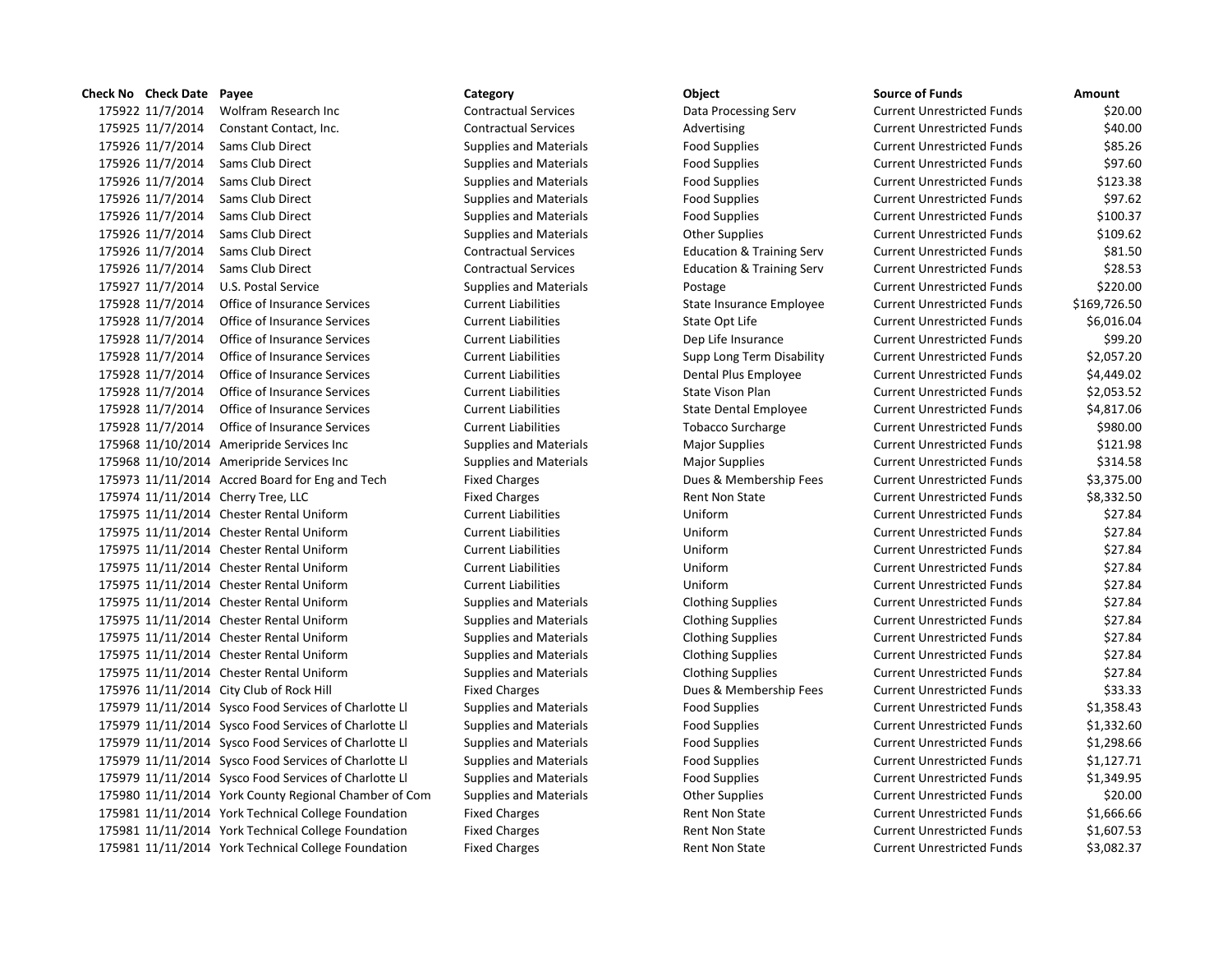| Check No | Check Date | Payee | Category | Object | Source of Funds | Amount |
|---|---|---|---|---|---|---|
| 175922 | 11/7/2014 | Wolfram Research Inc | Contractual Services | Data Processing Serv | Current Unrestricted Funds | $20.00 |
| 175925 | 11/7/2014 | Constant Contact, Inc. | Contractual Services | Advertising | Current Unrestricted Funds | $40.00 |
| 175926 | 11/7/2014 | Sams Club Direct | Supplies and Materials | Food Supplies | Current Unrestricted Funds | $85.26 |
| 175926 | 11/7/2014 | Sams Club Direct | Supplies and Materials | Food Supplies | Current Unrestricted Funds | $97.60 |
| 175926 | 11/7/2014 | Sams Club Direct | Supplies and Materials | Food Supplies | Current Unrestricted Funds | $123.38 |
| 175926 | 11/7/2014 | Sams Club Direct | Supplies and Materials | Food Supplies | Current Unrestricted Funds | $97.62 |
| 175926 | 11/7/2014 | Sams Club Direct | Supplies and Materials | Food Supplies | Current Unrestricted Funds | $100.37 |
| 175926 | 11/7/2014 | Sams Club Direct | Supplies and Materials | Other Supplies | Current Unrestricted Funds | $109.62 |
| 175926 | 11/7/2014 | Sams Club Direct | Contractual Services | Education & Training Serv | Current Unrestricted Funds | $81.50 |
| 175926 | 11/7/2014 | Sams Club Direct | Contractual Services | Education & Training Serv | Current Unrestricted Funds | $28.53 |
| 175927 | 11/7/2014 | U.S. Postal Service | Supplies and Materials | Postage | Current Unrestricted Funds | $220.00 |
| 175928 | 11/7/2014 | Office of Insurance Services | Current Liabilities | State Insurance Employee | Current Unrestricted Funds | $169,726.50 |
| 175928 | 11/7/2014 | Office of Insurance Services | Current Liabilities | State Opt Life | Current Unrestricted Funds | $6,016.04 |
| 175928 | 11/7/2014 | Office of Insurance Services | Current Liabilities | Dep Life Insurance | Current Unrestricted Funds | $99.20 |
| 175928 | 11/7/2014 | Office of Insurance Services | Current Liabilities | Supp Long Term Disability | Current Unrestricted Funds | $2,057.20 |
| 175928 | 11/7/2014 | Office of Insurance Services | Current Liabilities | Dental Plus Employee | Current Unrestricted Funds | $4,449.02 |
| 175928 | 11/7/2014 | Office of Insurance Services | Current Liabilities | State Vison Plan | Current Unrestricted Funds | $2,053.52 |
| 175928 | 11/7/2014 | Office of Insurance Services | Current Liabilities | State Dental Employee | Current Unrestricted Funds | $4,817.06 |
| 175928 | 11/7/2014 | Office of Insurance Services | Current Liabilities | Tobacco Surcharge | Current Unrestricted Funds | $980.00 |
| 175968 | 11/10/2014 | Ameripride Services Inc | Supplies and Materials | Major Supplies | Current Unrestricted Funds | $121.98 |
| 175968 | 11/10/2014 | Ameripride Services Inc | Supplies and Materials | Major Supplies | Current Unrestricted Funds | $314.58 |
| 175973 | 11/11/2014 | Accred Board for Eng and Tech | Fixed Charges | Dues & Membership Fees | Current Unrestricted Funds | $3,375.00 |
| 175974 | 11/11/2014 | Cherry Tree, LLC | Fixed Charges | Rent Non State | Current Unrestricted Funds | $8,332.50 |
| 175975 | 11/11/2014 | Chester Rental Uniform | Current Liabilities | Uniform | Current Unrestricted Funds | $27.84 |
| 175975 | 11/11/2014 | Chester Rental Uniform | Current Liabilities | Uniform | Current Unrestricted Funds | $27.84 |
| 175975 | 11/11/2014 | Chester Rental Uniform | Current Liabilities | Uniform | Current Unrestricted Funds | $27.84 |
| 175975 | 11/11/2014 | Chester Rental Uniform | Current Liabilities | Uniform | Current Unrestricted Funds | $27.84 |
| 175975 | 11/11/2014 | Chester Rental Uniform | Current Liabilities | Uniform | Current Unrestricted Funds | $27.84 |
| 175975 | 11/11/2014 | Chester Rental Uniform | Supplies and Materials | Clothing Supplies | Current Unrestricted Funds | $27.84 |
| 175975 | 11/11/2014 | Chester Rental Uniform | Supplies and Materials | Clothing Supplies | Current Unrestricted Funds | $27.84 |
| 175975 | 11/11/2014 | Chester Rental Uniform | Supplies and Materials | Clothing Supplies | Current Unrestricted Funds | $27.84 |
| 175975 | 11/11/2014 | Chester Rental Uniform | Supplies and Materials | Clothing Supplies | Current Unrestricted Funds | $27.84 |
| 175975 | 11/11/2014 | Chester Rental Uniform | Supplies and Materials | Clothing Supplies | Current Unrestricted Funds | $27.84 |
| 175976 | 11/11/2014 | City Club of Rock Hill | Fixed Charges | Dues & Membership Fees | Current Unrestricted Funds | $33.33 |
| 175979 | 11/11/2014 | Sysco Food Services of Charlotte Ll | Supplies and Materials | Food Supplies | Current Unrestricted Funds | $1,358.43 |
| 175979 | 11/11/2014 | Sysco Food Services of Charlotte Ll | Supplies and Materials | Food Supplies | Current Unrestricted Funds | $1,332.60 |
| 175979 | 11/11/2014 | Sysco Food Services of Charlotte Ll | Supplies and Materials | Food Supplies | Current Unrestricted Funds | $1,298.66 |
| 175979 | 11/11/2014 | Sysco Food Services of Charlotte Ll | Supplies and Materials | Food Supplies | Current Unrestricted Funds | $1,127.71 |
| 175979 | 11/11/2014 | Sysco Food Services of Charlotte Ll | Supplies and Materials | Food Supplies | Current Unrestricted Funds | $1,349.95 |
| 175980 | 11/11/2014 | York County Regional Chamber of Com | Supplies and Materials | Other Supplies | Current Unrestricted Funds | $20.00 |
| 175981 | 11/11/2014 | York Technical College Foundation | Fixed Charges | Rent Non State | Current Unrestricted Funds | $1,666.66 |
| 175981 | 11/11/2014 | York Technical College Foundation | Fixed Charges | Rent Non State | Current Unrestricted Funds | $1,607.53 |
| 175981 | 11/11/2014 | York Technical College Foundation | Fixed Charges | Rent Non State | Current Unrestricted Funds | $3,082.37 |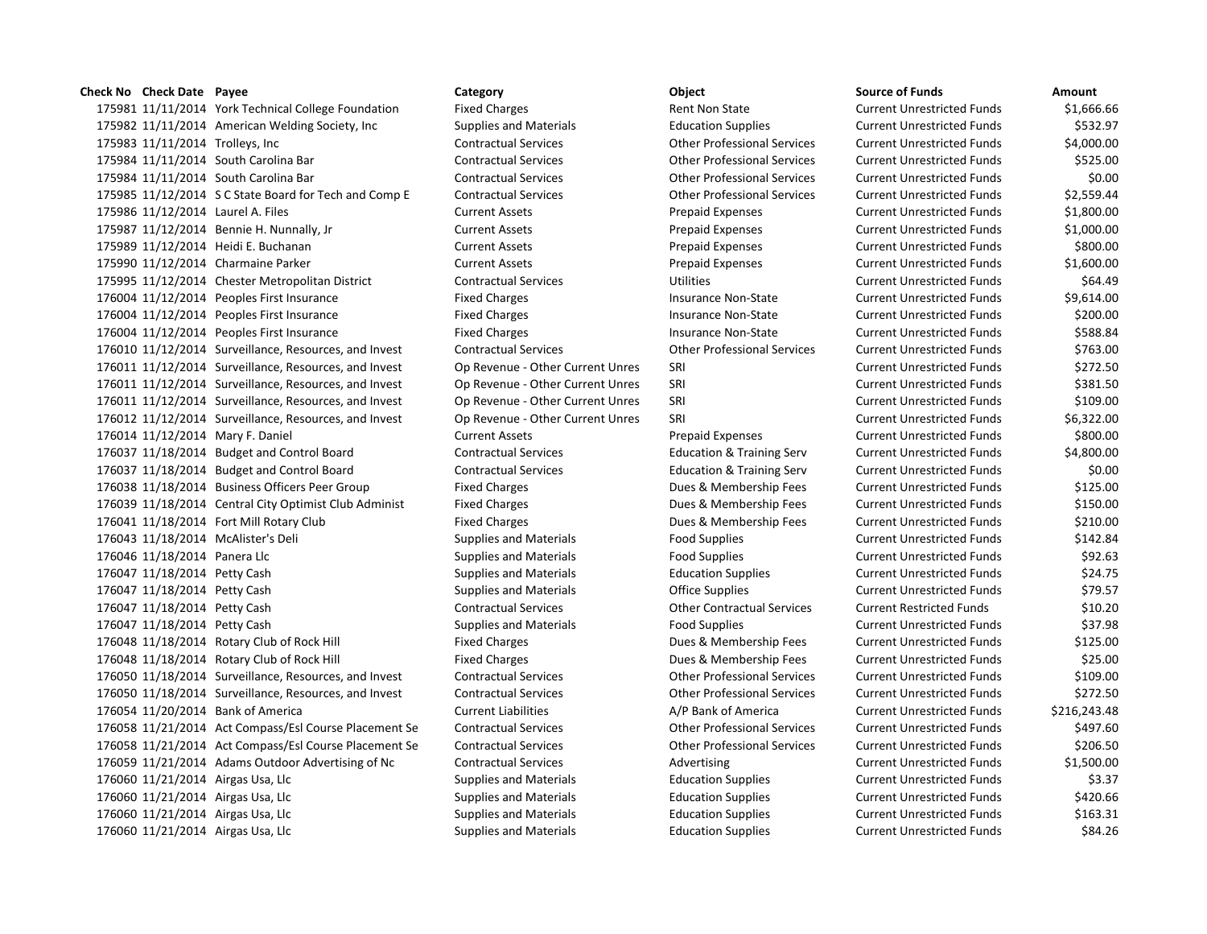| Check No | Check Date | Payee | Category | Object | Source of Funds | Amount |
|---|---|---|---|---|---|---|
| 175981 | 11/11/2014 | York Technical College Foundation | Fixed Charges | Rent Non State | Current Unrestricted Funds | $1,666.66 |
| 175982 | 11/11/2014 | American Welding Society, Inc | Supplies and Materials | Education Supplies | Current Unrestricted Funds | $532.97 |
| 175983 | 11/11/2014 | Trolleys, Inc | Contractual Services | Other Professional Services | Current Unrestricted Funds | $4,000.00 |
| 175984 | 11/11/2014 | South Carolina Bar | Contractual Services | Other Professional Services | Current Unrestricted Funds | $525.00 |
| 175984 | 11/11/2014 | South Carolina Bar | Contractual Services | Other Professional Services | Current Unrestricted Funds | $0.00 |
| 175985 | 11/12/2014 | S C State Board for Tech and Comp E | Contractual Services | Other Professional Services | Current Unrestricted Funds | $2,559.44 |
| 175986 | 11/12/2014 | Laurel A. Files | Current Assets | Prepaid Expenses | Current Unrestricted Funds | $1,800.00 |
| 175987 | 11/12/2014 | Bennie H. Nunnally, Jr | Current Assets | Prepaid Expenses | Current Unrestricted Funds | $1,000.00 |
| 175989 | 11/12/2014 | Heidi E. Buchanan | Current Assets | Prepaid Expenses | Current Unrestricted Funds | $800.00 |
| 175990 | 11/12/2014 | Charmaine Parker | Current Assets | Prepaid Expenses | Current Unrestricted Funds | $1,600.00 |
| 175995 | 11/12/2014 | Chester Metropolitan District | Contractual Services | Utilities | Current Unrestricted Funds | $64.49 |
| 176004 | 11/12/2014 | Peoples First Insurance | Fixed Charges | Insurance Non-State | Current Unrestricted Funds | $9,614.00 |
| 176004 | 11/12/2014 | Peoples First Insurance | Fixed Charges | Insurance Non-State | Current Unrestricted Funds | $200.00 |
| 176004 | 11/12/2014 | Peoples First Insurance | Fixed Charges | Insurance Non-State | Current Unrestricted Funds | $588.84 |
| 176010 | 11/12/2014 | Surveillance, Resources, and Invest | Contractual Services | Other Professional Services | Current Unrestricted Funds | $763.00 |
| 176011 | 11/12/2014 | Surveillance, Resources, and Invest | Op Revenue - Other Current Unres | SRI | Current Unrestricted Funds | $272.50 |
| 176011 | 11/12/2014 | Surveillance, Resources, and Invest | Op Revenue - Other Current Unres | SRI | Current Unrestricted Funds | $381.50 |
| 176011 | 11/12/2014 | Surveillance, Resources, and Invest | Op Revenue - Other Current Unres | SRI | Current Unrestricted Funds | $109.00 |
| 176012 | 11/12/2014 | Surveillance, Resources, and Invest | Op Revenue - Other Current Unres | SRI | Current Unrestricted Funds | $6,322.00 |
| 176014 | 11/12/2014 | Mary F. Daniel | Current Assets | Prepaid Expenses | Current Unrestricted Funds | $800.00 |
| 176037 | 11/18/2014 | Budget and Control Board | Contractual Services | Education & Training Serv | Current Unrestricted Funds | $4,800.00 |
| 176037 | 11/18/2014 | Budget and Control Board | Contractual Services | Education & Training Serv | Current Unrestricted Funds | $0.00 |
| 176038 | 11/18/2014 | Business Officers Peer Group | Fixed Charges | Dues & Membership Fees | Current Unrestricted Funds | $125.00 |
| 176039 | 11/18/2014 | Central City Optimist Club Administ | Fixed Charges | Dues & Membership Fees | Current Unrestricted Funds | $150.00 |
| 176041 | 11/18/2014 | Fort Mill Rotary Club | Fixed Charges | Dues & Membership Fees | Current Unrestricted Funds | $210.00 |
| 176043 | 11/18/2014 | McAlister's Deli | Supplies and Materials | Food Supplies | Current Unrestricted Funds | $142.84 |
| 176046 | 11/18/2014 | Panera Llc | Supplies and Materials | Food Supplies | Current Unrestricted Funds | $92.63 |
| 176047 | 11/18/2014 | Petty Cash | Supplies and Materials | Education Supplies | Current Unrestricted Funds | $24.75 |
| 176047 | 11/18/2014 | Petty Cash | Supplies and Materials | Office Supplies | Current Unrestricted Funds | $79.57 |
| 176047 | 11/18/2014 | Petty Cash | Contractual Services | Other Contractual Services | Current Restricted Funds | $10.20 |
| 176047 | 11/18/2014 | Petty Cash | Supplies and Materials | Food Supplies | Current Unrestricted Funds | $37.98 |
| 176048 | 11/18/2014 | Rotary Club of Rock Hill | Fixed Charges | Dues & Membership Fees | Current Unrestricted Funds | $125.00 |
| 176048 | 11/18/2014 | Rotary Club of Rock Hill | Fixed Charges | Dues & Membership Fees | Current Unrestricted Funds | $25.00 |
| 176050 | 11/18/2014 | Surveillance, Resources, and Invest | Contractual Services | Other Professional Services | Current Unrestricted Funds | $109.00 |
| 176050 | 11/18/2014 | Surveillance, Resources, and Invest | Contractual Services | Other Professional Services | Current Unrestricted Funds | $272.50 |
| 176054 | 11/20/2014 | Bank of America | Current Liabilities | A/P Bank of America | Current Unrestricted Funds | $216,243.48 |
| 176058 | 11/21/2014 | Act Compass/Esl Course Placement Se | Contractual Services | Other Professional Services | Current Unrestricted Funds | $497.60 |
| 176058 | 11/21/2014 | Act Compass/Esl Course Placement Se | Contractual Services | Other Professional Services | Current Unrestricted Funds | $206.50 |
| 176059 | 11/21/2014 | Adams Outdoor Advertising of Nc | Contractual Services | Advertising | Current Unrestricted Funds | $1,500.00 |
| 176060 | 11/21/2014 | Airgas Usa, Llc | Supplies and Materials | Education Supplies | Current Unrestricted Funds | $3.37 |
| 176060 | 11/21/2014 | Airgas Usa, Llc | Supplies and Materials | Education Supplies | Current Unrestricted Funds | $420.66 |
| 176060 | 11/21/2014 | Airgas Usa, Llc | Supplies and Materials | Education Supplies | Current Unrestricted Funds | $163.31 |
| 176060 | 11/21/2014 | Airgas Usa, Llc | Supplies and Materials | Education Supplies | Current Unrestricted Funds | $84.26 |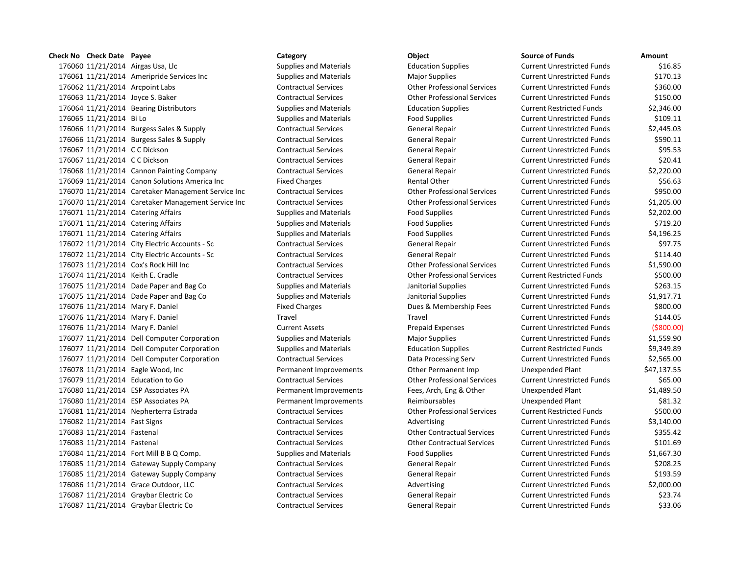| Check No | Check Date | Payee | Category | Object | Source of Funds | Amount |
|---|---|---|---|---|---|---|
| 176060 | 11/21/2014 | Airgas Usa, Llc | Supplies and Materials | Education Supplies | Current Unrestricted Funds | $16.85 |
| 176061 | 11/21/2014 | Ameripride Services Inc | Supplies and Materials | Major Supplies | Current Unrestricted Funds | $170.13 |
| 176062 | 11/21/2014 | Arcpoint Labs | Contractual Services | Other Professional Services | Current Unrestricted Funds | $360.00 |
| 176063 | 11/21/2014 | Joyce S. Baker | Contractual Services | Other Professional Services | Current Unrestricted Funds | $150.00 |
| 176064 | 11/21/2014 | Bearing Distributors | Supplies and Materials | Education Supplies | Current Restricted Funds | $2,346.00 |
| 176065 | 11/21/2014 | Bi Lo | Supplies and Materials | Food Supplies | Current Unrestricted Funds | $109.11 |
| 176066 | 11/21/2014 | Burgess Sales & Supply | Contractual Services | General Repair | Current Unrestricted Funds | $2,445.03 |
| 176066 | 11/21/2014 | Burgess Sales & Supply | Contractual Services | General Repair | Current Unrestricted Funds | $590.11 |
| 176067 | 11/21/2014 | C C Dickson | Contractual Services | General Repair | Current Unrestricted Funds | $95.53 |
| 176067 | 11/21/2014 | C C Dickson | Contractual Services | General Repair | Current Unrestricted Funds | $20.41 |
| 176068 | 11/21/2014 | Cannon Painting Company | Contractual Services | General Repair | Current Unrestricted Funds | $2,220.00 |
| 176069 | 11/21/2014 | Canon Solutions America Inc | Fixed Charges | Rental Other | Current Unrestricted Funds | $56.63 |
| 176070 | 11/21/2014 | Caretaker Management Service Inc | Contractual Services | Other Professional Services | Current Unrestricted Funds | $950.00 |
| 176070 | 11/21/2014 | Caretaker Management Service Inc | Contractual Services | Other Professional Services | Current Unrestricted Funds | $1,205.00 |
| 176071 | 11/21/2014 | Catering Affairs | Supplies and Materials | Food Supplies | Current Unrestricted Funds | $2,202.00 |
| 176071 | 11/21/2014 | Catering Affairs | Supplies and Materials | Food Supplies | Current Unrestricted Funds | $719.20 |
| 176071 | 11/21/2014 | Catering Affairs | Supplies and Materials | Food Supplies | Current Unrestricted Funds | $4,196.25 |
| 176072 | 11/21/2014 | City Electric Accounts - Sc | Contractual Services | General Repair | Current Unrestricted Funds | $97.75 |
| 176072 | 11/21/2014 | City Electric Accounts - Sc | Contractual Services | General Repair | Current Unrestricted Funds | $114.40 |
| 176073 | 11/21/2014 | Cox's Rock Hill Inc | Contractual Services | Other Professional Services | Current Unrestricted Funds | $1,590.00 |
| 176074 | 11/21/2014 | Keith E. Cradle | Contractual Services | Other Professional Services | Current Restricted Funds | $500.00 |
| 176075 | 11/21/2014 | Dade Paper and Bag Co | Supplies and Materials | Janitorial Supplies | Current Unrestricted Funds | $263.15 |
| 176075 | 11/21/2014 | Dade Paper and Bag Co | Supplies and Materials | Janitorial Supplies | Current Unrestricted Funds | $1,917.71 |
| 176076 | 11/21/2014 | Mary F. Daniel | Fixed Charges | Dues & Membership Fees | Current Unrestricted Funds | $800.00 |
| 176076 | 11/21/2014 | Mary F. Daniel | Travel | Travel | Current Unrestricted Funds | $144.05 |
| 176076 | 11/21/2014 | Mary F. Daniel | Current Assets | Prepaid Expenses | Current Unrestricted Funds | ($800.00) |
| 176077 | 11/21/2014 | Dell Computer Corporation | Supplies and Materials | Major Supplies | Current Unrestricted Funds | $1,559.90 |
| 176077 | 11/21/2014 | Dell Computer Corporation | Supplies and Materials | Education Supplies | Current Restricted Funds | $9,349.89 |
| 176077 | 11/21/2014 | Dell Computer Corporation | Contractual Services | Data Processing Serv | Current Unrestricted Funds | $2,565.00 |
| 176078 | 11/21/2014 | Eagle Wood, Inc | Permanent Improvements | Other Permanent Imp | Unexpended Plant | $47,137.55 |
| 176079 | 11/21/2014 | Education to Go | Contractual Services | Other Professional Services | Current Unrestricted Funds | $65.00 |
| 176080 | 11/21/2014 | ESP Associates PA | Permanent Improvements | Fees, Arch, Eng & Other | Unexpended Plant | $1,489.50 |
| 176080 | 11/21/2014 | ESP Associates PA | Permanent Improvements | Reimbursables | Unexpended Plant | $81.32 |
| 176081 | 11/21/2014 | Nepherterra Estrada | Contractual Services | Other Professional Services | Current Restricted Funds | $500.00 |
| 176082 | 11/21/2014 | Fast Signs | Contractual Services | Advertising | Current Unrestricted Funds | $3,140.00 |
| 176083 | 11/21/2014 | Fastenal | Contractual Services | Other Contractual Services | Current Unrestricted Funds | $355.42 |
| 176083 | 11/21/2014 | Fastenal | Contractual Services | Other Contractual Services | Current Unrestricted Funds | $101.69 |
| 176084 | 11/21/2014 | Fort Mill B B Q Comp. | Supplies and Materials | Food Supplies | Current Unrestricted Funds | $1,667.30 |
| 176085 | 11/21/2014 | Gateway Supply Company | Contractual Services | General Repair | Current Unrestricted Funds | $208.25 |
| 176085 | 11/21/2014 | Gateway Supply Company | Contractual Services | General Repair | Current Unrestricted Funds | $193.59 |
| 176086 | 11/21/2014 | Grace Outdoor, LLC | Contractual Services | Advertising | Current Unrestricted Funds | $2,000.00 |
| 176087 | 11/21/2014 | Graybar Electric Co | Contractual Services | General Repair | Current Unrestricted Funds | $23.74 |
| 176087 | 11/21/2014 | Graybar Electric Co | Contractual Services | General Repair | Current Unrestricted Funds | $33.06 |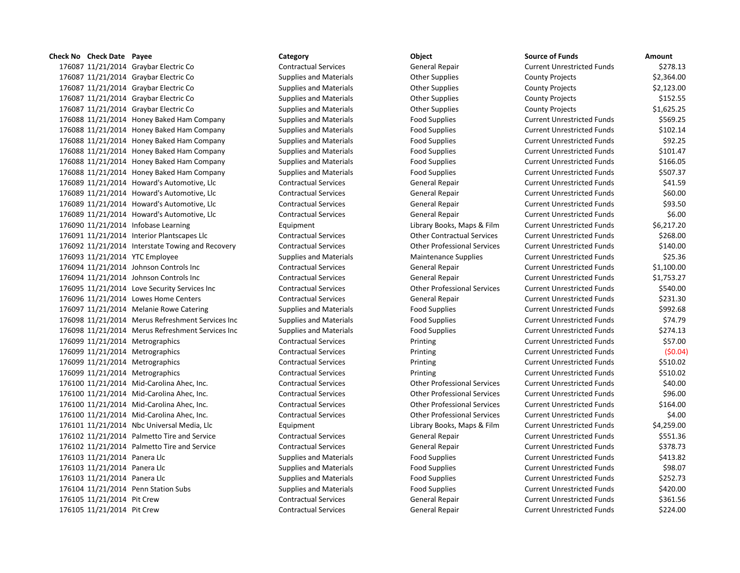| Check No | Check Date | Payee | Category | Object | Source of Funds | Amount |
|---|---|---|---|---|---|---|
| 176087 | 11/21/2014 | Graybar Electric Co | Contractual Services | General Repair | Current Unrestricted Funds | $278.13 |
| 176087 | 11/21/2014 | Graybar Electric Co | Supplies and Materials | Other Supplies | County Projects | $2,364.00 |
| 176087 | 11/21/2014 | Graybar Electric Co | Supplies and Materials | Other Supplies | County Projects | $2,123.00 |
| 176087 | 11/21/2014 | Graybar Electric Co | Supplies and Materials | Other Supplies | County Projects | $152.55 |
| 176087 | 11/21/2014 | Graybar Electric Co | Supplies and Materials | Other Supplies | County Projects | $1,625.25 |
| 176088 | 11/21/2014 | Honey Baked Ham Company | Supplies and Materials | Food Supplies | Current Unrestricted Funds | $569.25 |
| 176088 | 11/21/2014 | Honey Baked Ham Company | Supplies and Materials | Food Supplies | Current Unrestricted Funds | $102.14 |
| 176088 | 11/21/2014 | Honey Baked Ham Company | Supplies and Materials | Food Supplies | Current Unrestricted Funds | $92.25 |
| 176088 | 11/21/2014 | Honey Baked Ham Company | Supplies and Materials | Food Supplies | Current Unrestricted Funds | $101.47 |
| 176088 | 11/21/2014 | Honey Baked Ham Company | Supplies and Materials | Food Supplies | Current Unrestricted Funds | $166.05 |
| 176088 | 11/21/2014 | Honey Baked Ham Company | Supplies and Materials | Food Supplies | Current Unrestricted Funds | $507.37 |
| 176089 | 11/21/2014 | Howard's Automotive, Llc | Contractual Services | General Repair | Current Unrestricted Funds | $41.59 |
| 176089 | 11/21/2014 | Howard's Automotive, Llc | Contractual Services | General Repair | Current Unrestricted Funds | $60.00 |
| 176089 | 11/21/2014 | Howard's Automotive, Llc | Contractual Services | General Repair | Current Unrestricted Funds | $93.50 |
| 176089 | 11/21/2014 | Howard's Automotive, Llc | Contractual Services | General Repair | Current Unrestricted Funds | $6.00 |
| 176090 | 11/21/2014 | Infobase Learning | Equipment | Library Books, Maps & Film | Current Unrestricted Funds | $6,217.20 |
| 176091 | 11/21/2014 | Interior Plantscapes Llc | Contractual Services | Other Contractual Services | Current Unrestricted Funds | $268.00 |
| 176092 | 11/21/2014 | Interstate Towing and Recovery | Contractual Services | Other Professional Services | Current Unrestricted Funds | $140.00 |
| 176093 | 11/21/2014 | YTC Employee | Supplies and Materials | Maintenance Supplies | Current Unrestricted Funds | $25.36 |
| 176094 | 11/21/2014 | Johnson Controls Inc | Contractual Services | General Repair | Current Unrestricted Funds | $1,100.00 |
| 176094 | 11/21/2014 | Johnson Controls Inc | Contractual Services | General Repair | Current Unrestricted Funds | $1,753.27 |
| 176095 | 11/21/2014 | Love Security Services Inc | Contractual Services | Other Professional Services | Current Unrestricted Funds | $540.00 |
| 176096 | 11/21/2014 | Lowes Home Centers | Contractual Services | General Repair | Current Unrestricted Funds | $231.30 |
| 176097 | 11/21/2014 | Melanie Rowe Catering | Supplies and Materials | Food Supplies | Current Unrestricted Funds | $992.68 |
| 176098 | 11/21/2014 | Merus Refreshment Services Inc | Supplies and Materials | Food Supplies | Current Unrestricted Funds | $74.79 |
| 176098 | 11/21/2014 | Merus Refreshment Services Inc | Supplies and Materials | Food Supplies | Current Unrestricted Funds | $274.13 |
| 176099 | 11/21/2014 | Metrographics | Contractual Services | Printing | Current Unrestricted Funds | $57.00 |
| 176099 | 11/21/2014 | Metrographics | Contractual Services | Printing | Current Unrestricted Funds | ($0.04) |
| 176099 | 11/21/2014 | Metrographics | Contractual Services | Printing | Current Unrestricted Funds | $510.02 |
| 176099 | 11/21/2014 | Metrographics | Contractual Services | Printing | Current Unrestricted Funds | $510.02 |
| 176100 | 11/21/2014 | Mid-Carolina Ahec, Inc. | Contractual Services | Other Professional Services | Current Unrestricted Funds | $40.00 |
| 176100 | 11/21/2014 | Mid-Carolina Ahec, Inc. | Contractual Services | Other Professional Services | Current Unrestricted Funds | $96.00 |
| 176100 | 11/21/2014 | Mid-Carolina Ahec, Inc. | Contractual Services | Other Professional Services | Current Unrestricted Funds | $164.00 |
| 176100 | 11/21/2014 | Mid-Carolina Ahec, Inc. | Contractual Services | Other Professional Services | Current Unrestricted Funds | $4.00 |
| 176101 | 11/21/2014 | Nbc Universal Media, Llc | Equipment | Library Books, Maps & Film | Current Unrestricted Funds | $4,259.00 |
| 176102 | 11/21/2014 | Palmetto Tire and Service | Contractual Services | General Repair | Current Unrestricted Funds | $551.36 |
| 176102 | 11/21/2014 | Palmetto Tire and Service | Contractual Services | General Repair | Current Unrestricted Funds | $378.73 |
| 176103 | 11/21/2014 | Panera Llc | Supplies and Materials | Food Supplies | Current Unrestricted Funds | $413.82 |
| 176103 | 11/21/2014 | Panera Llc | Supplies and Materials | Food Supplies | Current Unrestricted Funds | $98.07 |
| 176103 | 11/21/2014 | Panera Llc | Supplies and Materials | Food Supplies | Current Unrestricted Funds | $252.73 |
| 176104 | 11/21/2014 | Penn Station Subs | Supplies and Materials | Food Supplies | Current Unrestricted Funds | $420.00 |
| 176105 | 11/21/2014 | Pit Crew | Contractual Services | General Repair | Current Unrestricted Funds | $361.56 |
| 176105 | 11/21/2014 | Pit Crew | Contractual Services | General Repair | Current Unrestricted Funds | $224.00 |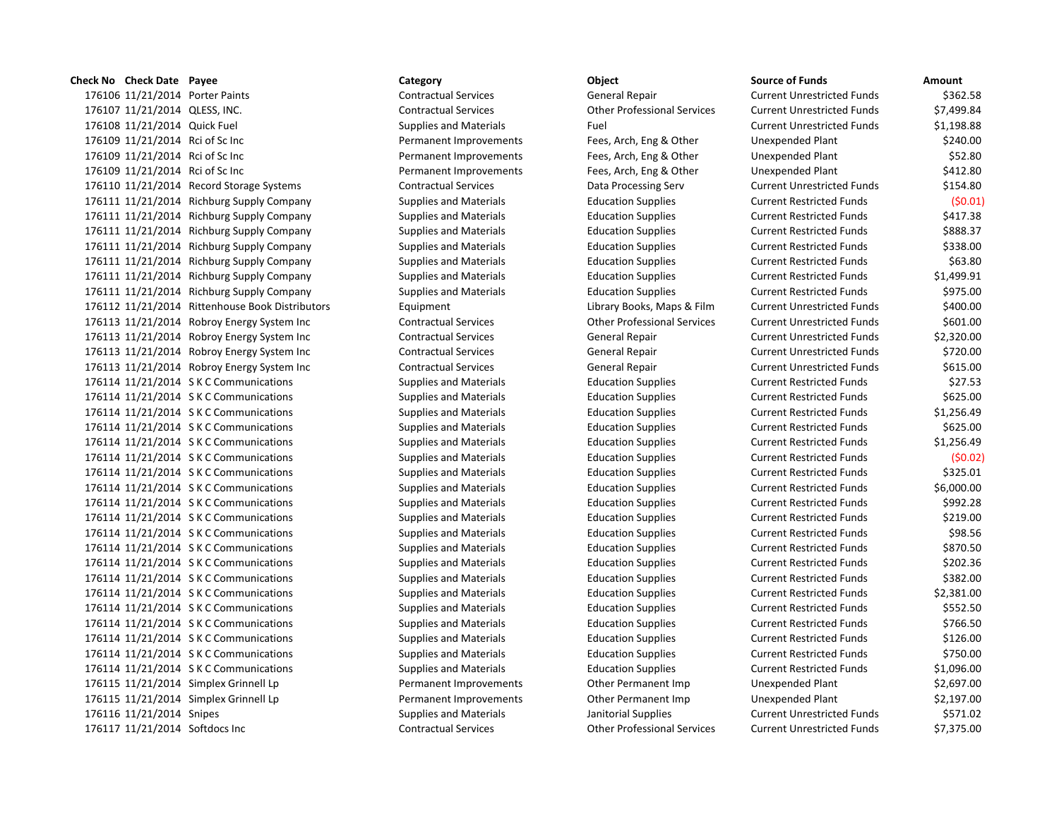| Check No | Check Date | Payee | Category | Object | Source of Funds | Amount |
| --- | --- | --- | --- | --- | --- | --- |
| 176106 | 11/21/2014 | Porter Paints | Contractual Services | General Repair | Current Unrestricted Funds | $362.58 |
| 176107 | 11/21/2014 | QLESS, INC. | Contractual Services | Other Professional Services | Current Unrestricted Funds | $7,499.84 |
| 176108 | 11/21/2014 | Quick Fuel | Supplies and Materials | Fuel | Current Unrestricted Funds | $1,198.88 |
| 176109 | 11/21/2014 | Rci of Sc Inc | Permanent Improvements | Fees, Arch, Eng & Other | Unexpended Plant | $240.00 |
| 176109 | 11/21/2014 | Rci of Sc Inc | Permanent Improvements | Fees, Arch, Eng & Other | Unexpended Plant | $52.80 |
| 176109 | 11/21/2014 | Rci of Sc Inc | Permanent Improvements | Fees, Arch, Eng & Other | Unexpended Plant | $412.80 |
| 176110 | 11/21/2014 | Record Storage Systems | Contractual Services | Data Processing Serv | Current Unrestricted Funds | $154.80 |
| 176111 | 11/21/2014 | Richburg Supply Company | Supplies and Materials | Education Supplies | Current Restricted Funds | ($0.01) |
| 176111 | 11/21/2014 | Richburg Supply Company | Supplies and Materials | Education Supplies | Current Restricted Funds | $417.38 |
| 176111 | 11/21/2014 | Richburg Supply Company | Supplies and Materials | Education Supplies | Current Restricted Funds | $888.37 |
| 176111 | 11/21/2014 | Richburg Supply Company | Supplies and Materials | Education Supplies | Current Restricted Funds | $338.00 |
| 176111 | 11/21/2014 | Richburg Supply Company | Supplies and Materials | Education Supplies | Current Restricted Funds | $63.80 |
| 176111 | 11/21/2014 | Richburg Supply Company | Supplies and Materials | Education Supplies | Current Restricted Funds | $1,499.91 |
| 176111 | 11/21/2014 | Richburg Supply Company | Supplies and Materials | Education Supplies | Current Restricted Funds | $975.00 |
| 176112 | 11/21/2014 | Rittenhouse Book Distributors | Equipment | Library Books, Maps & Film | Current Unrestricted Funds | $400.00 |
| 176113 | 11/21/2014 | Robroy Energy System Inc | Contractual Services | Other Professional Services | Current Unrestricted Funds | $601.00 |
| 176113 | 11/21/2014 | Robroy Energy System Inc | Contractual Services | General Repair | Current Unrestricted Funds | $2,320.00 |
| 176113 | 11/21/2014 | Robroy Energy System Inc | Contractual Services | General Repair | Current Unrestricted Funds | $720.00 |
| 176113 | 11/21/2014 | Robroy Energy System Inc | Contractual Services | General Repair | Current Unrestricted Funds | $615.00 |
| 176114 | 11/21/2014 | S K C Communications | Supplies and Materials | Education Supplies | Current Restricted Funds | $27.53 |
| 176114 | 11/21/2014 | S K C Communications | Supplies and Materials | Education Supplies | Current Restricted Funds | $625.00 |
| 176114 | 11/21/2014 | S K C Communications | Supplies and Materials | Education Supplies | Current Restricted Funds | $1,256.49 |
| 176114 | 11/21/2014 | S K C Communications | Supplies and Materials | Education Supplies | Current Restricted Funds | $625.00 |
| 176114 | 11/21/2014 | S K C Communications | Supplies and Materials | Education Supplies | Current Restricted Funds | $1,256.49 |
| 176114 | 11/21/2014 | S K C Communications | Supplies and Materials | Education Supplies | Current Restricted Funds | ($0.02) |
| 176114 | 11/21/2014 | S K C Communications | Supplies and Materials | Education Supplies | Current Restricted Funds | $325.01 |
| 176114 | 11/21/2014 | S K C Communications | Supplies and Materials | Education Supplies | Current Restricted Funds | $6,000.00 |
| 176114 | 11/21/2014 | S K C Communications | Supplies and Materials | Education Supplies | Current Restricted Funds | $992.28 |
| 176114 | 11/21/2014 | S K C Communications | Supplies and Materials | Education Supplies | Current Restricted Funds | $219.00 |
| 176114 | 11/21/2014 | S K C Communications | Supplies and Materials | Education Supplies | Current Restricted Funds | $98.56 |
| 176114 | 11/21/2014 | S K C Communications | Supplies and Materials | Education Supplies | Current Restricted Funds | $870.50 |
| 176114 | 11/21/2014 | S K C Communications | Supplies and Materials | Education Supplies | Current Restricted Funds | $202.36 |
| 176114 | 11/21/2014 | S K C Communications | Supplies and Materials | Education Supplies | Current Restricted Funds | $382.00 |
| 176114 | 11/21/2014 | S K C Communications | Supplies and Materials | Education Supplies | Current Restricted Funds | $2,381.00 |
| 176114 | 11/21/2014 | S K C Communications | Supplies and Materials | Education Supplies | Current Restricted Funds | $552.50 |
| 176114 | 11/21/2014 | S K C Communications | Supplies and Materials | Education Supplies | Current Restricted Funds | $766.50 |
| 176114 | 11/21/2014 | S K C Communications | Supplies and Materials | Education Supplies | Current Restricted Funds | $126.00 |
| 176114 | 11/21/2014 | S K C Communications | Supplies and Materials | Education Supplies | Current Restricted Funds | $750.00 |
| 176114 | 11/21/2014 | S K C Communications | Supplies and Materials | Education Supplies | Current Restricted Funds | $1,096.00 |
| 176115 | 11/21/2014 | Simplex Grinnell Lp | Permanent Improvements | Other Permanent Imp | Unexpended Plant | $2,697.00 |
| 176115 | 11/21/2014 | Simplex Grinnell Lp | Permanent Improvements | Other Permanent Imp | Unexpended Plant | $2,197.00 |
| 176116 | 11/21/2014 | Snipes | Supplies and Materials | Janitorial Supplies | Current Unrestricted Funds | $571.02 |
| 176117 | 11/21/2014 | Softdocs Inc | Contractual Services | Other Professional Services | Current Unrestricted Funds | $7,375.00 |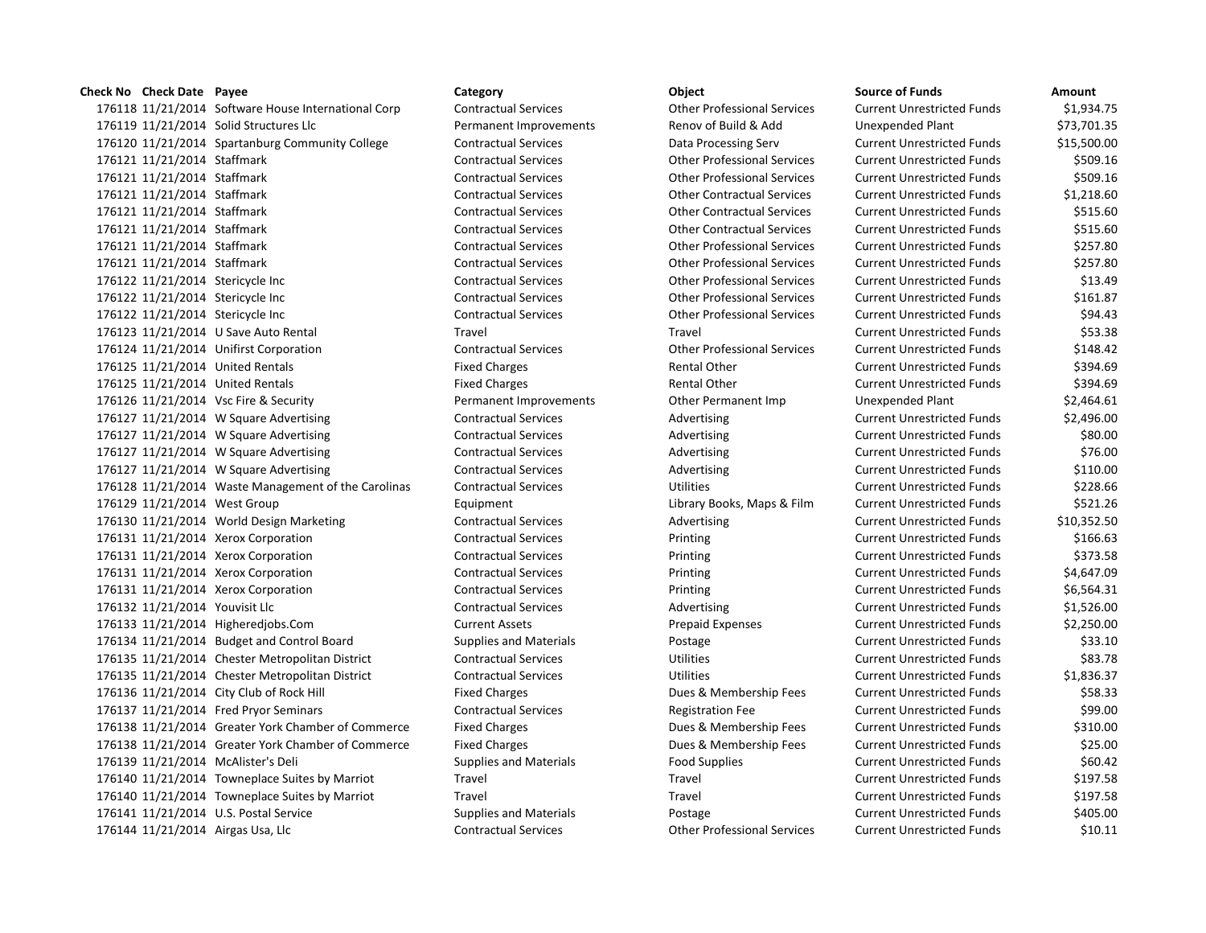| Check No | Check Date | Payee | Category | Object | Source of Funds | Amount |
|---|---|---|---|---|---|---|
| 176118 | 11/21/2014 | Software House International Corp | Contractual Services | Other Professional Services | Current Unrestricted Funds | $1,934.75 |
| 176119 | 11/21/2014 | Solid Structures Llc | Permanent Improvements | Renov of Build & Add | Unexpended Plant | $73,701.35 |
| 176120 | 11/21/2014 | Spartanburg Community College | Contractual Services | Data Processing Serv | Current Unrestricted Funds | $15,500.00 |
| 176121 | 11/21/2014 | Staffmark | Contractual Services | Other Professional Services | Current Unrestricted Funds | $509.16 |
| 176121 | 11/21/2014 | Staffmark | Contractual Services | Other Professional Services | Current Unrestricted Funds | $509.16 |
| 176121 | 11/21/2014 | Staffmark | Contractual Services | Other Contractual Services | Current Unrestricted Funds | $1,218.60 |
| 176121 | 11/21/2014 | Staffmark | Contractual Services | Other Contractual Services | Current Unrestricted Funds | $515.60 |
| 176121 | 11/21/2014 | Staffmark | Contractual Services | Other Contractual Services | Current Unrestricted Funds | $515.60 |
| 176121 | 11/21/2014 | Staffmark | Contractual Services | Other Professional Services | Current Unrestricted Funds | $257.80 |
| 176121 | 11/21/2014 | Staffmark | Contractual Services | Other Professional Services | Current Unrestricted Funds | $257.80 |
| 176122 | 11/21/2014 | Stericycle Inc | Contractual Services | Other Professional Services | Current Unrestricted Funds | $13.49 |
| 176122 | 11/21/2014 | Stericycle Inc | Contractual Services | Other Professional Services | Current Unrestricted Funds | $161.87 |
| 176122 | 11/21/2014 | Stericycle Inc | Contractual Services | Other Professional Services | Current Unrestricted Funds | $94.43 |
| 176123 | 11/21/2014 | U Save Auto Rental | Travel | Travel | Current Unrestricted Funds | $53.38 |
| 176124 | 11/21/2014 | Unifirst Corporation | Contractual Services | Other Professional Services | Current Unrestricted Funds | $148.42 |
| 176125 | 11/21/2014 | United Rentals | Fixed Charges | Rental Other | Current Unrestricted Funds | $394.69 |
| 176125 | 11/21/2014 | United Rentals | Fixed Charges | Rental Other | Current Unrestricted Funds | $394.69 |
| 176126 | 11/21/2014 | Vsc Fire & Security | Permanent Improvements | Other Permanent Imp | Unexpended Plant | $2,464.61 |
| 176127 | 11/21/2014 | W Square Advertising | Contractual Services | Advertising | Current Unrestricted Funds | $2,496.00 |
| 176127 | 11/21/2014 | W Square Advertising | Contractual Services | Advertising | Current Unrestricted Funds | $80.00 |
| 176127 | 11/21/2014 | W Square Advertising | Contractual Services | Advertising | Current Unrestricted Funds | $76.00 |
| 176127 | 11/21/2014 | W Square Advertising | Contractual Services | Advertising | Current Unrestricted Funds | $110.00 |
| 176128 | 11/21/2014 | Waste Management of the Carolinas | Contractual Services | Utilities | Current Unrestricted Funds | $228.66 |
| 176129 | 11/21/2014 | West Group | Equipment | Library Books, Maps & Film | Current Unrestricted Funds | $521.26 |
| 176130 | 11/21/2014 | World Design Marketing | Contractual Services | Advertising | Current Unrestricted Funds | $10,352.50 |
| 176131 | 11/21/2014 | Xerox Corporation | Contractual Services | Printing | Current Unrestricted Funds | $166.63 |
| 176131 | 11/21/2014 | Xerox Corporation | Contractual Services | Printing | Current Unrestricted Funds | $373.58 |
| 176131 | 11/21/2014 | Xerox Corporation | Contractual Services | Printing | Current Unrestricted Funds | $4,647.09 |
| 176131 | 11/21/2014 | Xerox Corporation | Contractual Services | Printing | Current Unrestricted Funds | $6,564.31 |
| 176132 | 11/21/2014 | Youvisit Llc | Contractual Services | Advertising | Current Unrestricted Funds | $1,526.00 |
| 176133 | 11/21/2014 | Higheredjobs.Com | Current Assets | Prepaid Expenses | Current Unrestricted Funds | $2,250.00 |
| 176134 | 11/21/2014 | Budget and Control Board | Supplies and Materials | Postage | Current Unrestricted Funds | $33.10 |
| 176135 | 11/21/2014 | Chester Metropolitan District | Contractual Services | Utilities | Current Unrestricted Funds | $83.78 |
| 176135 | 11/21/2014 | Chester Metropolitan District | Contractual Services | Utilities | Current Unrestricted Funds | $1,836.37 |
| 176136 | 11/21/2014 | City Club of Rock Hill | Fixed Charges | Dues & Membership Fees | Current Unrestricted Funds | $58.33 |
| 176137 | 11/21/2014 | Fred Pryor Seminars | Contractual Services | Registration Fee | Current Unrestricted Funds | $99.00 |
| 176138 | 11/21/2014 | Greater York Chamber of Commerce | Fixed Charges | Dues & Membership Fees | Current Unrestricted Funds | $310.00 |
| 176138 | 11/21/2014 | Greater York Chamber of Commerce | Fixed Charges | Dues & Membership Fees | Current Unrestricted Funds | $25.00 |
| 176139 | 11/21/2014 | McAlister's Deli | Supplies and Materials | Food Supplies | Current Unrestricted Funds | $60.42 |
| 176140 | 11/21/2014 | Towneplace Suites by Marriot | Travel | Travel | Current Unrestricted Funds | $197.58 |
| 176140 | 11/21/2014 | Towneplace Suites by Marriot | Travel | Travel | Current Unrestricted Funds | $197.58 |
| 176141 | 11/21/2014 | U.S. Postal Service | Supplies and Materials | Postage | Current Unrestricted Funds | $405.00 |
| 176144 | 11/21/2014 | Airgas Usa, Llc | Contractual Services | Other Professional Services | Current Unrestricted Funds | $10.11 |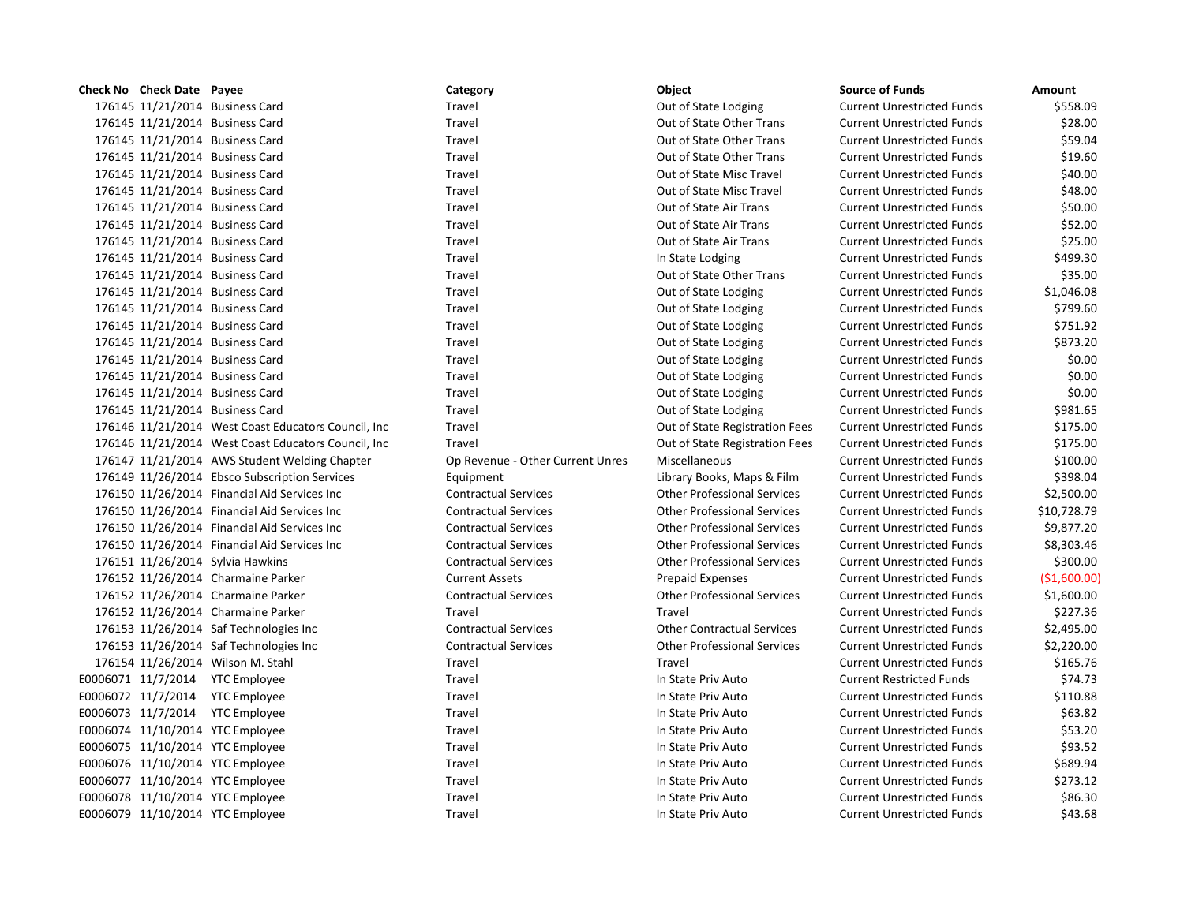| Check No | Check Date | Payee | Category | Object | Source of Funds | Amount |
| --- | --- | --- | --- | --- | --- | --- |
| 176145 | 11/21/2014 | Business Card | Travel | Out of State Lodging | Current Unrestricted Funds | $558.09 |
| 176145 | 11/21/2014 | Business Card | Travel | Out of State Other Trans | Current Unrestricted Funds | $28.00 |
| 176145 | 11/21/2014 | Business Card | Travel | Out of State Other Trans | Current Unrestricted Funds | $59.04 |
| 176145 | 11/21/2014 | Business Card | Travel | Out of State Other Trans | Current Unrestricted Funds | $19.60 |
| 176145 | 11/21/2014 | Business Card | Travel | Out of State Misc Travel | Current Unrestricted Funds | $40.00 |
| 176145 | 11/21/2014 | Business Card | Travel | Out of State Misc Travel | Current Unrestricted Funds | $48.00 |
| 176145 | 11/21/2014 | Business Card | Travel | Out of State Air Trans | Current Unrestricted Funds | $50.00 |
| 176145 | 11/21/2014 | Business Card | Travel | Out of State Air Trans | Current Unrestricted Funds | $52.00 |
| 176145 | 11/21/2014 | Business Card | Travel | Out of State Air Trans | Current Unrestricted Funds | $25.00 |
| 176145 | 11/21/2014 | Business Card | Travel | In State Lodging | Current Unrestricted Funds | $499.30 |
| 176145 | 11/21/2014 | Business Card | Travel | Out of State Other Trans | Current Unrestricted Funds | $35.00 |
| 176145 | 11/21/2014 | Business Card | Travel | Out of State Lodging | Current Unrestricted Funds | $1,046.08 |
| 176145 | 11/21/2014 | Business Card | Travel | Out of State Lodging | Current Unrestricted Funds | $799.60 |
| 176145 | 11/21/2014 | Business Card | Travel | Out of State Lodging | Current Unrestricted Funds | $751.92 |
| 176145 | 11/21/2014 | Business Card | Travel | Out of State Lodging | Current Unrestricted Funds | $873.20 |
| 176145 | 11/21/2014 | Business Card | Travel | Out of State Lodging | Current Unrestricted Funds | $0.00 |
| 176145 | 11/21/2014 | Business Card | Travel | Out of State Lodging | Current Unrestricted Funds | $0.00 |
| 176145 | 11/21/2014 | Business Card | Travel | Out of State Lodging | Current Unrestricted Funds | $0.00 |
| 176145 | 11/21/2014 | Business Card | Travel | Out of State Lodging | Current Unrestricted Funds | $981.65 |
| 176146 | 11/21/2014 | West Coast Educators Council, Inc | Travel | Out of State Registration Fees | Current Unrestricted Funds | $175.00 |
| 176146 | 11/21/2014 | West Coast Educators Council, Inc | Travel | Out of State Registration Fees | Current Unrestricted Funds | $175.00 |
| 176147 | 11/21/2014 | AWS Student Welding Chapter | Op Revenue - Other Current Unres | Miscellaneous | Current Unrestricted Funds | $100.00 |
| 176149 | 11/26/2014 | Ebsco Subscription Services | Equipment | Library Books, Maps & Film | Current Unrestricted Funds | $398.04 |
| 176150 | 11/26/2014 | Financial Aid Services Inc | Contractual Services | Other Professional Services | Current Unrestricted Funds | $2,500.00 |
| 176150 | 11/26/2014 | Financial Aid Services Inc | Contractual Services | Other Professional Services | Current Unrestricted Funds | $10,728.79 |
| 176150 | 11/26/2014 | Financial Aid Services Inc | Contractual Services | Other Professional Services | Current Unrestricted Funds | $9,877.20 |
| 176150 | 11/26/2014 | Financial Aid Services Inc | Contractual Services | Other Professional Services | Current Unrestricted Funds | $8,303.46 |
| 176151 | 11/26/2014 | Sylvia Hawkins | Contractual Services | Other Professional Services | Current Unrestricted Funds | $300.00 |
| 176152 | 11/26/2014 | Charmaine Parker | Current Assets | Prepaid Expenses | Current Unrestricted Funds | ($1,600.00) |
| 176152 | 11/26/2014 | Charmaine Parker | Contractual Services | Other Professional Services | Current Unrestricted Funds | $1,600.00 |
| 176152 | 11/26/2014 | Charmaine Parker | Travel | Travel | Current Unrestricted Funds | $227.36 |
| 176153 | 11/26/2014 | Saf Technologies Inc | Contractual Services | Other Contractual Services | Current Unrestricted Funds | $2,495.00 |
| 176153 | 11/26/2014 | Saf Technologies Inc | Contractual Services | Other Professional Services | Current Unrestricted Funds | $2,220.00 |
| 176154 | 11/26/2014 | Wilson M. Stahl | Travel | Travel | Current Unrestricted Funds | $165.76 |
| E0006071 | 11/7/2014 | YTC Employee | Travel | In State Priv Auto | Current Restricted Funds | $74.73 |
| E0006072 | 11/7/2014 | YTC Employee | Travel | In State Priv Auto | Current Unrestricted Funds | $110.88 |
| E0006073 | 11/7/2014 | YTC Employee | Travel | In State Priv Auto | Current Unrestricted Funds | $63.82 |
| E0006074 | 11/10/2014 | YTC Employee | Travel | In State Priv Auto | Current Unrestricted Funds | $53.20 |
| E0006075 | 11/10/2014 | YTC Employee | Travel | In State Priv Auto | Current Unrestricted Funds | $93.52 |
| E0006076 | 11/10/2014 | YTC Employee | Travel | In State Priv Auto | Current Unrestricted Funds | $689.94 |
| E0006077 | 11/10/2014 | YTC Employee | Travel | In State Priv Auto | Current Unrestricted Funds | $273.12 |
| E0006078 | 11/10/2014 | YTC Employee | Travel | In State Priv Auto | Current Unrestricted Funds | $86.30 |
| E0006079 | 11/10/2014 | YTC Employee | Travel | In State Priv Auto | Current Unrestricted Funds | $43.68 |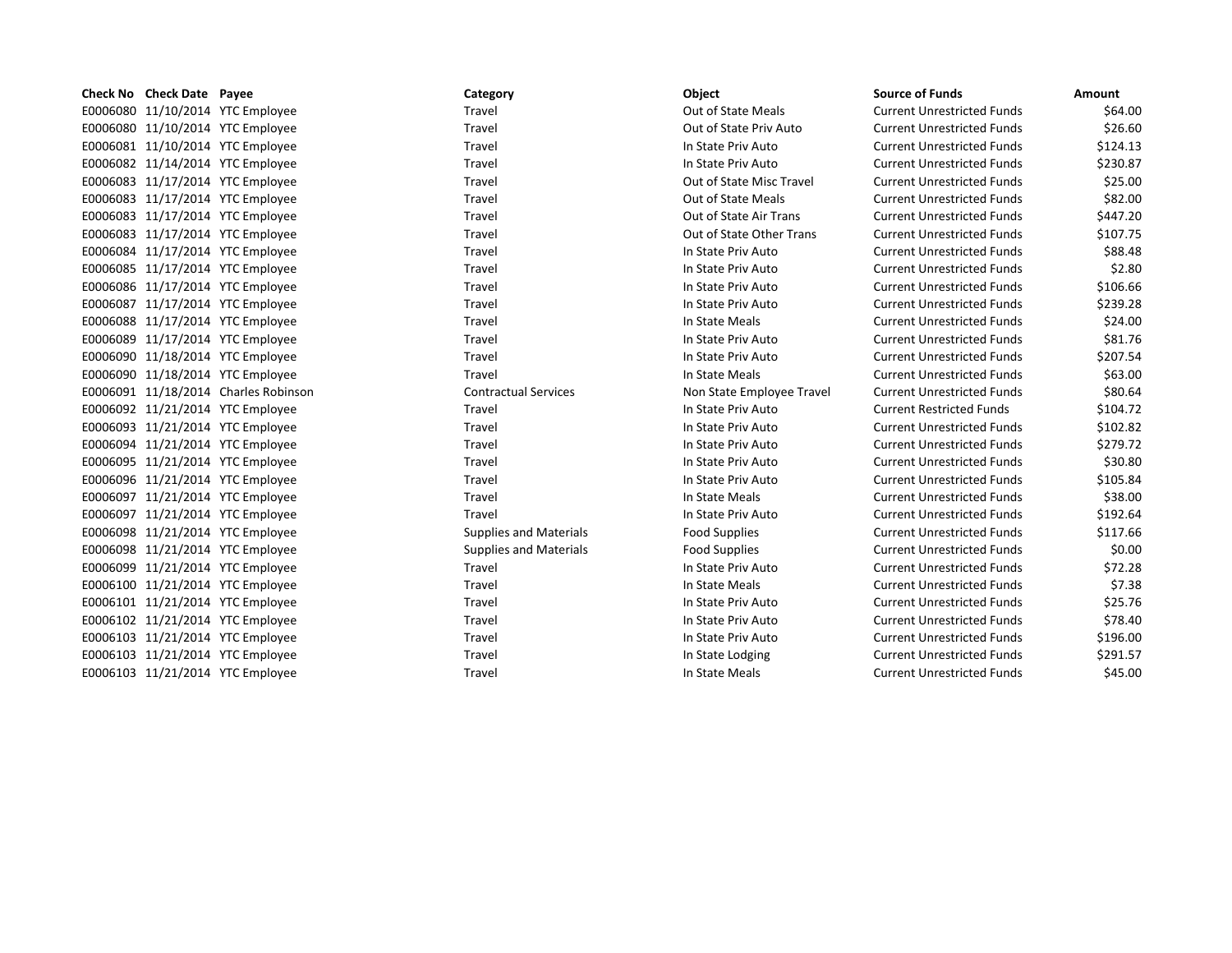| Check No | Check Date | Payee | Category | Object | Source of Funds | Amount |
|---|---|---|---|---|---|---|
| E0006080 | 11/10/2014 | YTC Employee | Travel | Out of State Meals | Current Unrestricted Funds | $64.00 |
| E0006080 | 11/10/2014 | YTC Employee | Travel | Out of State Priv Auto | Current Unrestricted Funds | $26.60 |
| E0006081 | 11/10/2014 | YTC Employee | Travel | In State Priv Auto | Current Unrestricted Funds | $124.13 |
| E0006082 | 11/14/2014 | YTC Employee | Travel | In State Priv Auto | Current Unrestricted Funds | $230.87 |
| E0006083 | 11/17/2014 | YTC Employee | Travel | Out of State Misc Travel | Current Unrestricted Funds | $25.00 |
| E0006083 | 11/17/2014 | YTC Employee | Travel | Out of State Meals | Current Unrestricted Funds | $82.00 |
| E0006083 | 11/17/2014 | YTC Employee | Travel | Out of State Air Trans | Current Unrestricted Funds | $447.20 |
| E0006083 | 11/17/2014 | YTC Employee | Travel | Out of State Other Trans | Current Unrestricted Funds | $107.75 |
| E0006084 | 11/17/2014 | YTC Employee | Travel | In State Priv Auto | Current Unrestricted Funds | $88.48 |
| E0006085 | 11/17/2014 | YTC Employee | Travel | In State Priv Auto | Current Unrestricted Funds | $2.80 |
| E0006086 | 11/17/2014 | YTC Employee | Travel | In State Priv Auto | Current Unrestricted Funds | $106.66 |
| E0006087 | 11/17/2014 | YTC Employee | Travel | In State Priv Auto | Current Unrestricted Funds | $239.28 |
| E0006088 | 11/17/2014 | YTC Employee | Travel | In State Meals | Current Unrestricted Funds | $24.00 |
| E0006089 | 11/17/2014 | YTC Employee | Travel | In State Priv Auto | Current Unrestricted Funds | $81.76 |
| E0006090 | 11/18/2014 | YTC Employee | Travel | In State Priv Auto | Current Unrestricted Funds | $207.54 |
| E0006090 | 11/18/2014 | YTC Employee | Travel | In State Meals | Current Unrestricted Funds | $63.00 |
| E0006091 | 11/18/2014 | Charles Robinson | Contractual Services | Non State Employee Travel | Current Unrestricted Funds | $80.64 |
| E0006092 | 11/21/2014 | YTC Employee | Travel | In State Priv Auto | Current Restricted Funds | $104.72 |
| E0006093 | 11/21/2014 | YTC Employee | Travel | In State Priv Auto | Current Unrestricted Funds | $102.82 |
| E0006094 | 11/21/2014 | YTC Employee | Travel | In State Priv Auto | Current Unrestricted Funds | $279.72 |
| E0006095 | 11/21/2014 | YTC Employee | Travel | In State Priv Auto | Current Unrestricted Funds | $30.80 |
| E0006096 | 11/21/2014 | YTC Employee | Travel | In State Priv Auto | Current Unrestricted Funds | $105.84 |
| E0006097 | 11/21/2014 | YTC Employee | Travel | In State Meals | Current Unrestricted Funds | $38.00 |
| E0006097 | 11/21/2014 | YTC Employee | Travel | In State Priv Auto | Current Unrestricted Funds | $192.64 |
| E0006098 | 11/21/2014 | YTC Employee | Supplies and Materials | Food Supplies | Current Unrestricted Funds | $117.66 |
| E0006098 | 11/21/2014 | YTC Employee | Supplies and Materials | Food Supplies | Current Unrestricted Funds | $0.00 |
| E0006099 | 11/21/2014 | YTC Employee | Travel | In State Priv Auto | Current Unrestricted Funds | $72.28 |
| E0006100 | 11/21/2014 | YTC Employee | Travel | In State Meals | Current Unrestricted Funds | $7.38 |
| E0006101 | 11/21/2014 | YTC Employee | Travel | In State Priv Auto | Current Unrestricted Funds | $25.76 |
| E0006102 | 11/21/2014 | YTC Employee | Travel | In State Priv Auto | Current Unrestricted Funds | $78.40 |
| E0006103 | 11/21/2014 | YTC Employee | Travel | In State Priv Auto | Current Unrestricted Funds | $196.00 |
| E0006103 | 11/21/2014 | YTC Employee | Travel | In State Lodging | Current Unrestricted Funds | $291.57 |
| E0006103 | 11/21/2014 | YTC Employee | Travel | In State Meals | Current Unrestricted Funds | $45.00 |